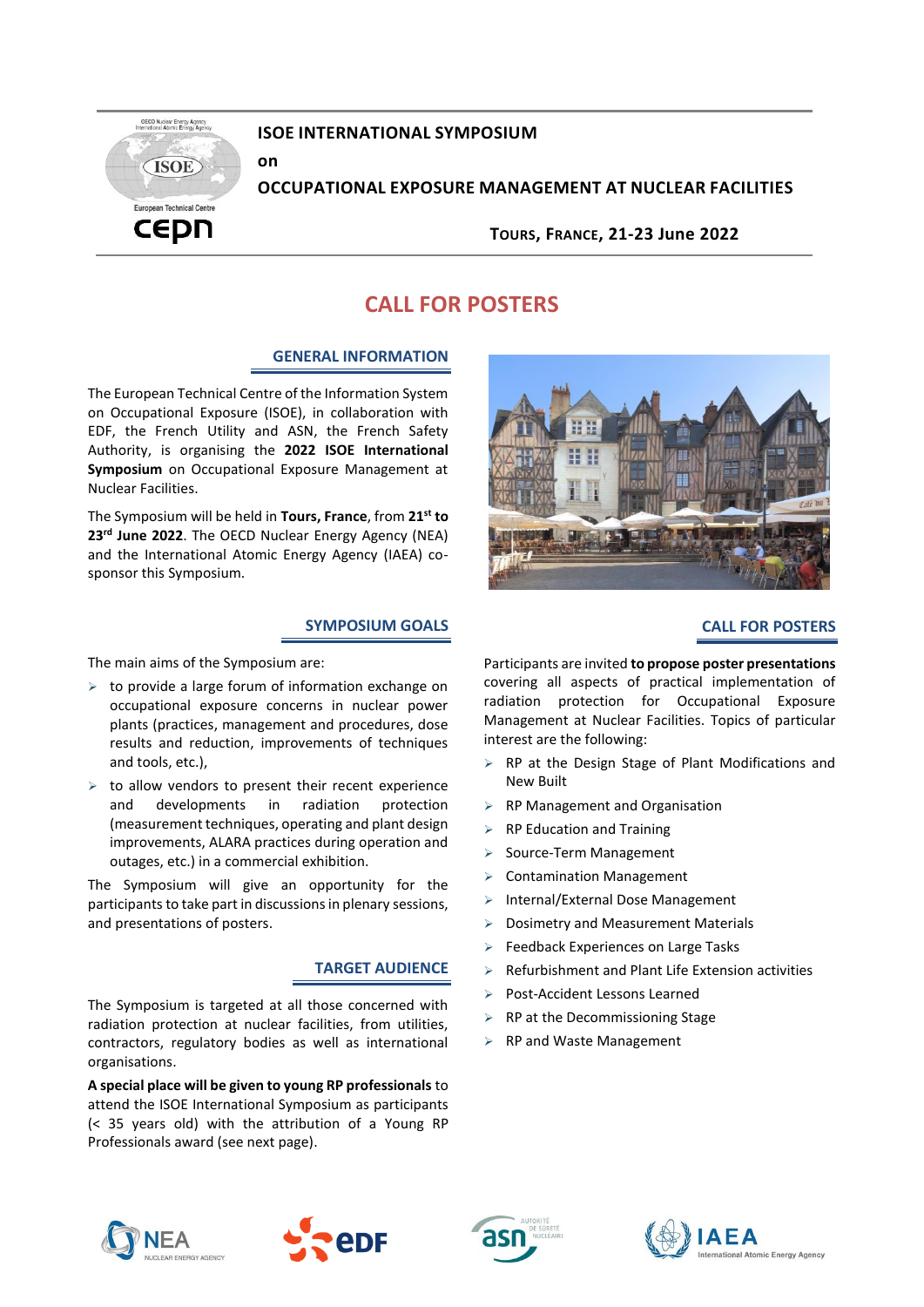# ISOE INTERNATIONAL SYMPOSIUM

on

# OCCUPATIONAL EXPOSURE MANAGEMENT AT NUCLEAR FACILITIES

**TOURS, FRANCE, 21-23 June 2022**

## CALL FOR POSTERS

### GENERAL INFORMATION

The European Technical Centre of the Information System on Occupational Exposure (ISOE), in collaboration with EDF, the French Utility and ASN, the French Safety Authority, is organising the **2022 ISOE International Symposium** on Occupational Exposure Management at Nuclear Facilities.

The Symposium will be held in **Tours, France**, from **21st to 23rd June 2022**. The OECD Nuclear Energy Agency (NEA) and the International Atomic Energy Agency (IAEA) co-sponsor this Symposium.

### SYMPOSIUM GOALS

The main aims of the Symposium are:

- to provide a large forum of information exchange on occupational exposure concerns in nuclear power plants (practices, management and procedures, dose results and reduction, improvements of techniques and tools, etc.),
- to allow vendors to present their recent experience and developments in radiation protection (measurement techniques, operating and plant design improvements, ALARA practices during operation and outages, etc.) in a commercial exhibition.

The Symposium will give an opportunity for the participants to take part in discussions in plenary sessions, and presentations of posters.

### TARGET AUDIENCE

The Symposium is targeted at all those concerned with radiation protection at nuclear facilities, from utilities, contractors, regulatory bodies as well as international organisations.

**A special place will be given to young RP professionals** to attend the ISOE International Symposium as participants (< 35 years old) with the attribution of a Young RP Professionals award (see next page).

### CALL FOR POSTERS

Participants are invited **to propose poster presentations** covering all aspects of practical implementation of radiation protection for Occupational Exposure Management at Nuclear Facilities. Topics of particular interest are the following:

- RP at the Design Stage of Plant Modifications and New Built
- RP Management and Organisation
- RP Education and Training
- Source-Term Management
- Contamination Management
- Internal/External Dose Management
- Dosimetry and Measurement Materials
- Feedback Experiences on Large Tasks
- Refurbishment and Plant Life Extension activities
- Post-Accident Lessons Learned
- RP at the Decommissioning Stage
- RP and Waste Management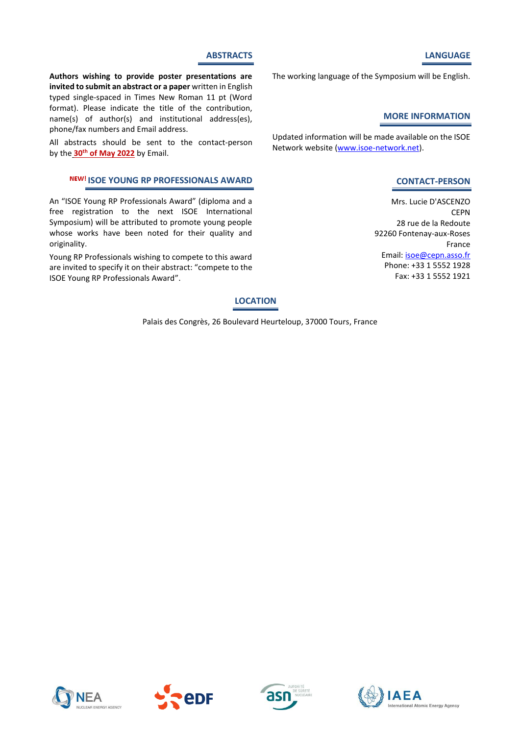## ABSTRACTS

**Authors wishing to provide poster presentations are invited to submit an abstract or a paper** written in English typed single-spaced in Times New Roman 11 pt (Word format). Please indicate the title of the contribution, name(s) of author(s) and institutional address(es), phone/fax numbers and Email address.

All abstracts should be sent to the contact-person by the **30th of May 2022** by Email.

## NEW! ISOE YOUNG RP PROFESSIONALS AWARD

An "ISOE Young RP Professionals Award" (diploma and a free registration to the next ISOE International Symposium) will be attributed to promote young people whose works have been noted for their quality and originality.

Young RP Professionals wishing to compete to this award are invited to specify it on their abstract: "compete to the ISOE Young RP Professionals Award".

## LANGUAGE

The working language of the Symposium will be English.

## MORE INFORMATION

Updated information will be made available on the ISOE Network website (www.isoe-network.net).

## CONTACT-PERSON

Mrs. Lucie D'ASCENZO
CEPN
28 rue de la Redoute
92260 Fontenay-aux-Roses
France
Email: isoe@cepn.asso.fr
Phone: +33 1 5552 1928
Fax: +33 1 5552 1921

## LOCATION

Palais des Congrès, 26 Boulevard Heurteloup, 37000 Tours, France

NEA NUCLEAR ENERGY AGENCY | EDF | asn AUTORITÉ DE SÛRETÉ NUCLÉAIRE | IAEA International Atomic Energy Agency